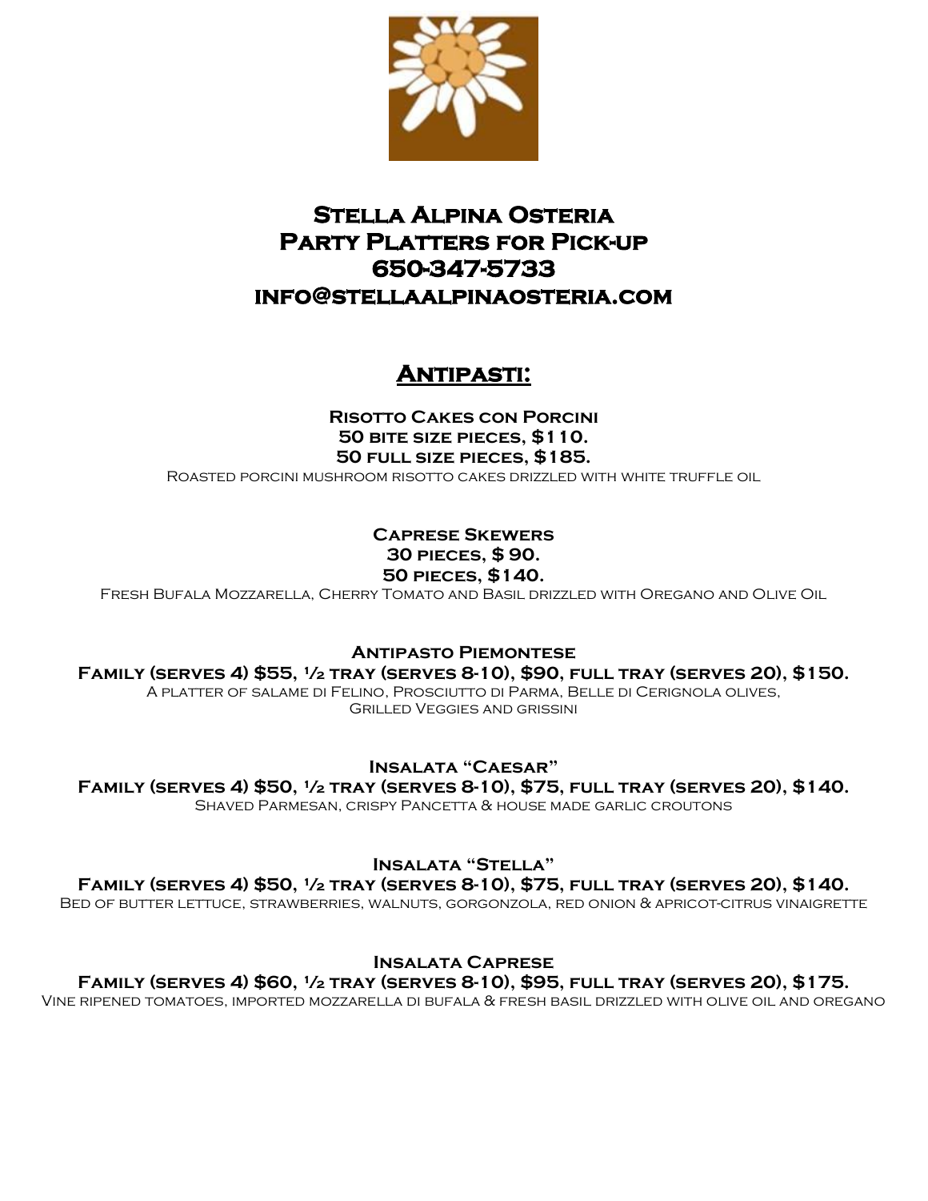# Stella Alpina Osteria
# Party Platters for Pick-up
# 650-347-5733
# info@stellaalpinaosteria.com

## Antipasti:

**Risotto Cakes con Porcini**
**50 bite size pieces, $110.**
**50 full size pieces, $185.**
Roasted porcini mushroom risotto cakes drizzled with white truffle oil

**Caprese Skewers**
**30 pieces, $ 90.**
**50 pieces, $140.**
Fresh Bufala Mozzarella, Cherry Tomato and Basil drizzled with Oregano and Olive Oil

**Antipasto Piemontese**
**Family (serves 4) $55, ½ tray (serves 8-10), $90, full tray (serves 20), $150.**
A platter of salame di Felino, Prosciutto di Parma, Belle di Cerignola olives, Grilled Veggies and grissini

**Insalata "Caesar"**
**Family (serves 4) $50, ½ tray (serves 8-10), $75, full tray (serves 20), $140.**
Shaved Parmesan, crispy Pancetta & house made garlic croutons

**Insalata "Stella"**
**Family (serves 4) $50, ½ tray (serves 8-10), $75, full tray (serves 20), $140.**
Bed of butter lettuce, strawberries, walnuts, gorgonzola, red onion & apricot-citrus vinaigrette

**Insalata Caprese**
**Family (serves 4) $60, ½ tray (serves 8-10), $95, full tray (serves 20), $175.**
Vine ripened tomatoes, imported mozzarella di bufala & fresh basil drizzled with olive oil and oregano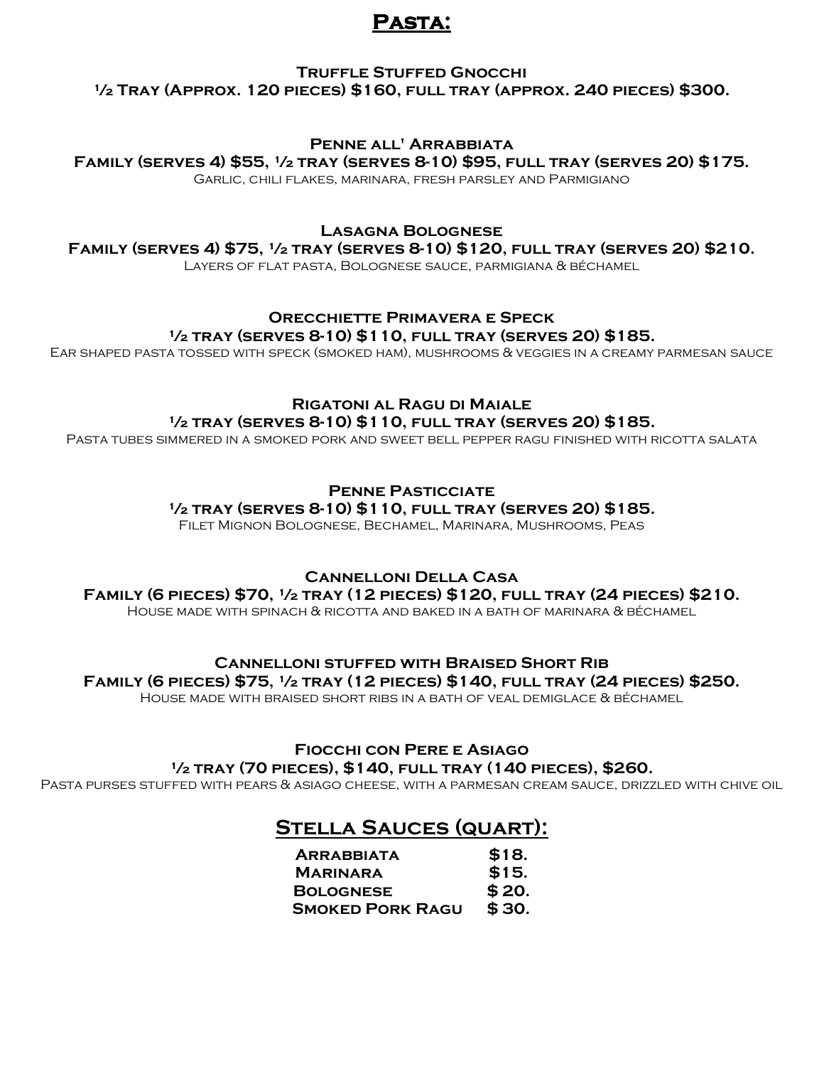# Pasta:

**Truffle Stuffed Gnocchi**
**½ Tray (Approx. 120 pieces) $160, full tray (approx. 240 pieces) $300.**

**Penne all' Arrabbiata**
**Family (serves 4) $55, ½ tray (serves 8-10) $95, full tray (serves 20) $175.**
Garlic, chili flakes, marinara, fresh parsley and Parmigiano

**Lasagna Bolognese**
**Family (serves 4) $75, ½ tray (serves 8-10) $120, full tray (serves 20) $210.**
Layers of flat pasta, Bolognese sauce, parmigiana & béchamel

**Orecchiette Primavera e Speck**
**½ tray (serves 8-10) $110, full tray (serves 20) $185.**
Ear shaped pasta tossed with speck (smoked ham), mushrooms & veggies in a creamy parmesan sauce

**Rigatoni al Ragu di Maiale**
**½ tray (serves 8-10) $110, full tray (serves 20) $185.**
Pasta tubes simmered in a smoked pork and sweet bell pepper ragu finished with ricotta salata

**Penne Pasticciate**
**½ tray (serves 8-10) $110, full tray (serves 20) $185.**
Filet Mignon Bolognese, Bechamel, Marinara, Mushrooms, Peas

**Cannelloni Della Casa**
**Family (6 pieces) $70, ½ tray (12 pieces) $120, full tray (24 pieces) $210.**
House made with spinach & ricotta and baked in a bath of marinara & béchamel

**Cannelloni stuffed with Braised Short Rib**
**Family (6 pieces) $75, ½ tray (12 pieces) $140, full tray (24 pieces) $250.**
House made with braised short ribs in a bath of veal demiglace & béchamel

**Fiocchi con Pere e Asiago**
**½ tray (70 pieces), $140, full tray (140 pieces), $260.**
Pasta purses stuffed with pears & asiago cheese, with a parmesan cream sauce, drizzled with chive oil

## Stella Sauces (quart):

| | |
|---|---|
| **Arrabbiata** | **$18.** |
| **Marinara** | **$15.** |
| **Bolognese** | **$ 20.** |
| **Smoked Pork Ragu** | **$ 30.** |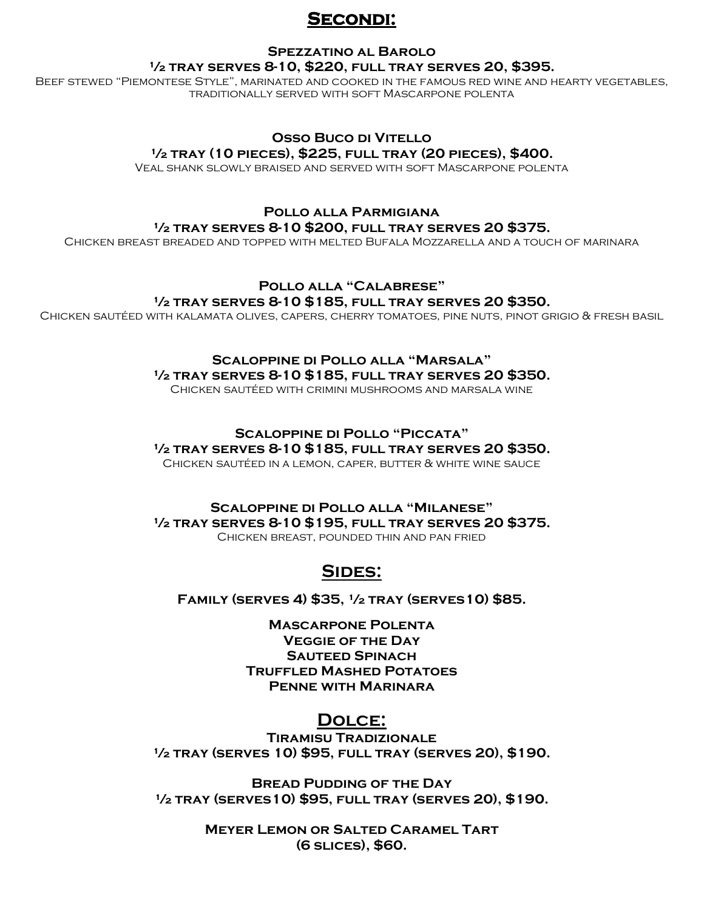## Secondi:

**Spezzatino al Barolo**
**½ tray serves 8-10, $220, full tray serves 20, $395.**
Beef stewed "Piemontese Style", marinated and cooked in the famous red wine and hearty vegetables, traditionally served with soft Mascarpone polenta

**Osso Buco di Vitello**
**½ tray (10 pieces), $225, full tray (20 pieces), $400.**
Veal shank slowly braised and served with soft Mascarpone polenta

**Pollo alla Parmigiana**
**½ tray serves 8-10 $200, full tray serves 20 $375.**
Chicken breast breaded and topped with melted Bufala Mozzarella and a touch of marinara

**Pollo alla "Calabrese"**
**½ tray serves 8-10 $185, full tray serves 20 $350.**
Chicken sautéed with kalamata olives, capers, cherry tomatoes, pine nuts, pinot grigio & fresh basil

**Scaloppine di Pollo alla "Marsala"**
**½ tray serves 8-10 $185, full tray serves 20 $350.**
Chicken sautéed with crimini mushrooms and marsala wine

**Scaloppine di Pollo "Piccata"**
**½ tray serves 8-10 $185, full tray serves 20 $350.**
Chicken sautéed in a lemon, caper, butter & white wine sauce

**Scaloppine di Pollo alla "Milanese"**
**½ tray serves 8-10 $195, full tray serves 20 $375.**
Chicken breast, pounded thin and pan fried

## Sides:

**Family (serves 4) $35, ½ tray (serves10) $85.**

**Mascarpone Polenta**
**Veggie of the Day**
**Sauteed Spinach**
**Truffled Mashed Potatoes**
**Penne with Marinara**

## Dolce:

**Tiramisu Tradizionale**
**½ tray (serves 10) $95, full tray (serves 20), $190.**

**Bread Pudding of the Day**
**½ tray (serves10) $95, full tray (serves 20), $190.**

**Meyer Lemon or Salted Caramel Tart**
**(6 slices), $60.**